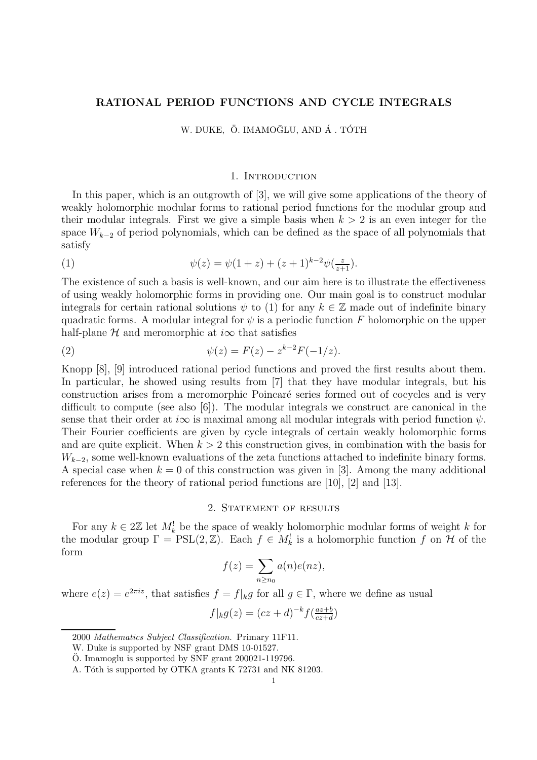# RATIONAL PERIOD FUNCTIONS AND CYCLE INTEGRALS

W. DUKE, Ö. IMAMOḠLU, AND Á . TÓTH

## 1. Introduction

In this paper, which is an outgrowth of [3], we will give some applications of the theory of weakly holomorphic modular forms to rational period functions for the modular group and their modular integrals. First we give a simple basis when $k > 2$ is an even integer for the space $W_{k-2}$ of period polynomials, which can be defined as the space of all polynomials that satisfy

$$\psi(z) = \psi(1+z) + (z+1)^{k-2}\psi(\tfrac{z}{z+1}). \tag{1}$$

The existence of such a basis is well-known, and our aim here is to illustrate the effectiveness of using weakly holomorphic forms in providing one. Our main goal is to construct modular integrals for certain rational solutions $\psi$ to (1) for any $k \in \mathbb{Z}$ made out of indefinite binary quadratic forms. A modular integral for $\psi$ is a periodic function $F$ holomorphic on the upper half-plane $\mathcal{H}$ and meromorphic at $i\infty$ that satisfies

$$\psi(z) = F(z) - z^{k-2}F(-1/z). \tag{2}$$

Knopp [8], [9] introduced rational period functions and proved the first results about them. In particular, he showed using results from [7] that they have modular integrals, but his construction arises from a meromorphic Poincaré series formed out of cocycles and is very difficult to compute (see also [6]). The modular integrals we construct are canonical in the sense that their order at $i\infty$ is maximal among all modular integrals with period function $\psi$. Their Fourier coefficients are given by cycle integrals of certain weakly holomorphic forms and are quite explicit. When $k > 2$ this construction gives, in combination with the basis for $W_{k-2}$, some well-known evaluations of the zeta functions attached to indefinite binary forms. A special case when $k = 0$ of this construction was given in [3]. Among the many additional references for the theory of rational period functions are [10], [2] and [13].

## 2. Statement of results

For any $k \in 2\mathbb{Z}$ let $M_k^!$ be the space of weakly holomorphic modular forms of weight $k$ for the modular group $\Gamma = \mathrm{PSL}(2,\mathbb{Z})$. Each $f \in M_k^!$ is a holomorphic function $f$ on $\mathcal{H}$ of the form

$$f(z) = \sum_{n \geq n_0} a(n)e(nz),$$

where $e(z) = e^{2\pi i z}$, that satisfies $f = f|_k g$ for all $g \in \Gamma$, where we define as usual

$$f|_k g(z) = (cz+d)^{-k} f(\tfrac{az+b}{cz+d})$$

2000 *Mathematics Subject Classification.* Primary 11F11.

W. Duke is supported by NSF grant DMS 10-01527.

Ö. Imamoglu is supported by SNF grant 200021-119796.

A. Tóth is supported by OTKA grants K 72731 and NK 81203.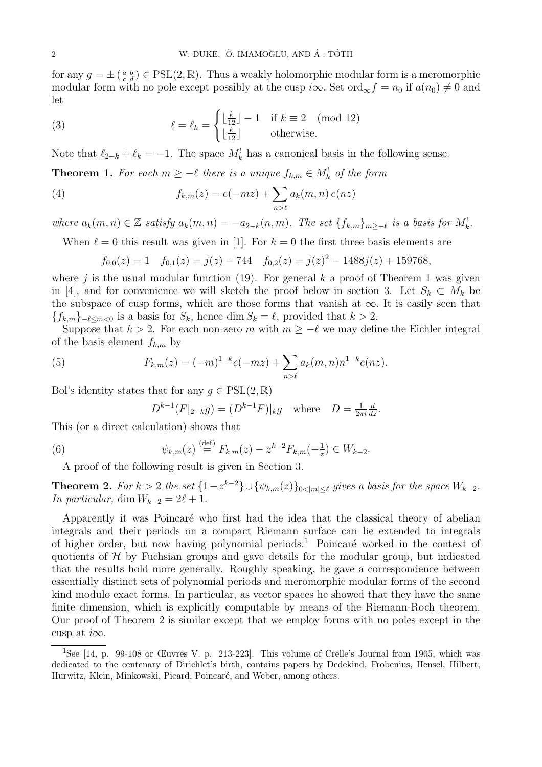for any $g = \pm \left(\begin{smallmatrix} a & b \\ c & d \end{smallmatrix}\right) \in \mathrm{PSL}(2,\mathbb{R})$. Thus a weakly holomorphic modular form is a meromorphic modular form with no pole except possibly at the cusp $i\infty$. Set $\mathrm{ord}_\infty f = n_0$ if $a(n_0) \neq 0$ and let

$$\ell = \ell_k = \begin{cases} \lfloor \frac{k}{12} \rfloor - 1 & \text{if } k \equiv 2 \pmod{12} \\ \lfloor \frac{k}{12} \rfloor & \text{otherwise.} \end{cases} \tag{3}$$

Note that $\ell_{2-k} + \ell_k = -1$. The space $M_k^!$ has a canonical basis in the following sense.

**Theorem 1.** *For each $m \geq -\ell$ there is a unique $f_{k,m} \in M_k^!$ of the form*

$$f_{k,m}(z) = e(-mz) + \sum_{n > \ell} a_k(m,n)\, e(nz) \tag{4}$$

*where $a_k(m,n) \in \mathbb{Z}$ satisfy $a_k(m,n) = -a_{2-k}(n,m)$. The set $\{f_{k,m}\}_{m \geq -\ell}$ is a basis for $M_k^!$.*

When $\ell = 0$ this result was given in [1]. For $k = 0$ the first three basis elements are

$$f_{0,0}(z) = 1 \quad f_{0,1}(z) = j(z) - 744 \quad f_{0,2}(z) = j(z)^2 - 1488 j(z) + 159768,$$

where $j$ is the usual modular function (19). For general $k$ a proof of Theorem 1 was given in [4], and for convenience we will sketch the proof below in section 3. Let $S_k \subset M_k$ be the subspace of cusp forms, which are those forms that vanish at $\infty$. It is easily seen that $\{f_{k,m}\}_{-\ell \leq m < 0}$ is a basis for $S_k$, hence $\dim S_k = \ell$, provided that $k > 2$.

Suppose that $k > 2$. For each non-zero $m$ with $m \geq -\ell$ we may define the Eichler integral of the basis element $f_{k,m}$ by

$$F_{k,m}(z) = (-m)^{1-k} e(-mz) + \sum_{n > \ell} a_k(m,n) n^{1-k} e(nz). \tag{5}$$

Bol's identity states that for any $g \in \mathrm{PSL}(2,\mathbb{R})$

$$D^{k-1}(F|_{2-k} g) = (D^{k-1} F)|_k g \quad \text{where} \quad D = \tfrac{1}{2\pi i} \tfrac{d}{dz}.$$

This (or a direct calculation) shows that

$$\psi_{k,m}(z) \overset{\text{(def)}}{=} F_{k,m}(z) - z^{k-2} F_{k,m}(-\tfrac{1}{z}) \in W_{k-2}. \tag{6}$$

A proof of the following result is given in Section 3.

**Theorem 2.** *For $k > 2$ the set $\{1 - z^{k-2}\} \cup \{\psi_{k,m}(z)\}_{0 < |m| \leq \ell}$ gives a basis for the space $W_{k-2}$. In particular, $\dim W_{k-2} = 2\ell + 1$.*

Apparently it was Poincaré who first had the idea that the classical theory of abelian integrals and their periods on a compact Riemann surface can be extended to integrals of higher order, but now having polynomial periods.[1] Poincaré worked in the context of quotients of $\mathcal{H}$ by Fuchsian groups and gave details for the modular group, but indicated that the results hold more generally. Roughly speaking, he gave a correspondence between essentially distinct sets of polynomial periods and meromorphic modular forms of the second kind modulo exact forms. In particular, as vector spaces he showed that they have the same finite dimension, which is explicitly computable by means of the Riemann-Roch theorem. Our proof of Theorem 2 is similar except that we employ forms with no poles except in the cusp at $i\infty$.

[1] See [14, p. 99-108 or Œuvres V. p. 213-223]. This volume of Crelle's Journal from 1905, which was dedicated to the centenary of Dirichlet's birth, contains papers by Dedekind, Frobenius, Hensel, Hilbert, Hurwitz, Klein, Minkowski, Picard, Poincaré, and Weber, among others.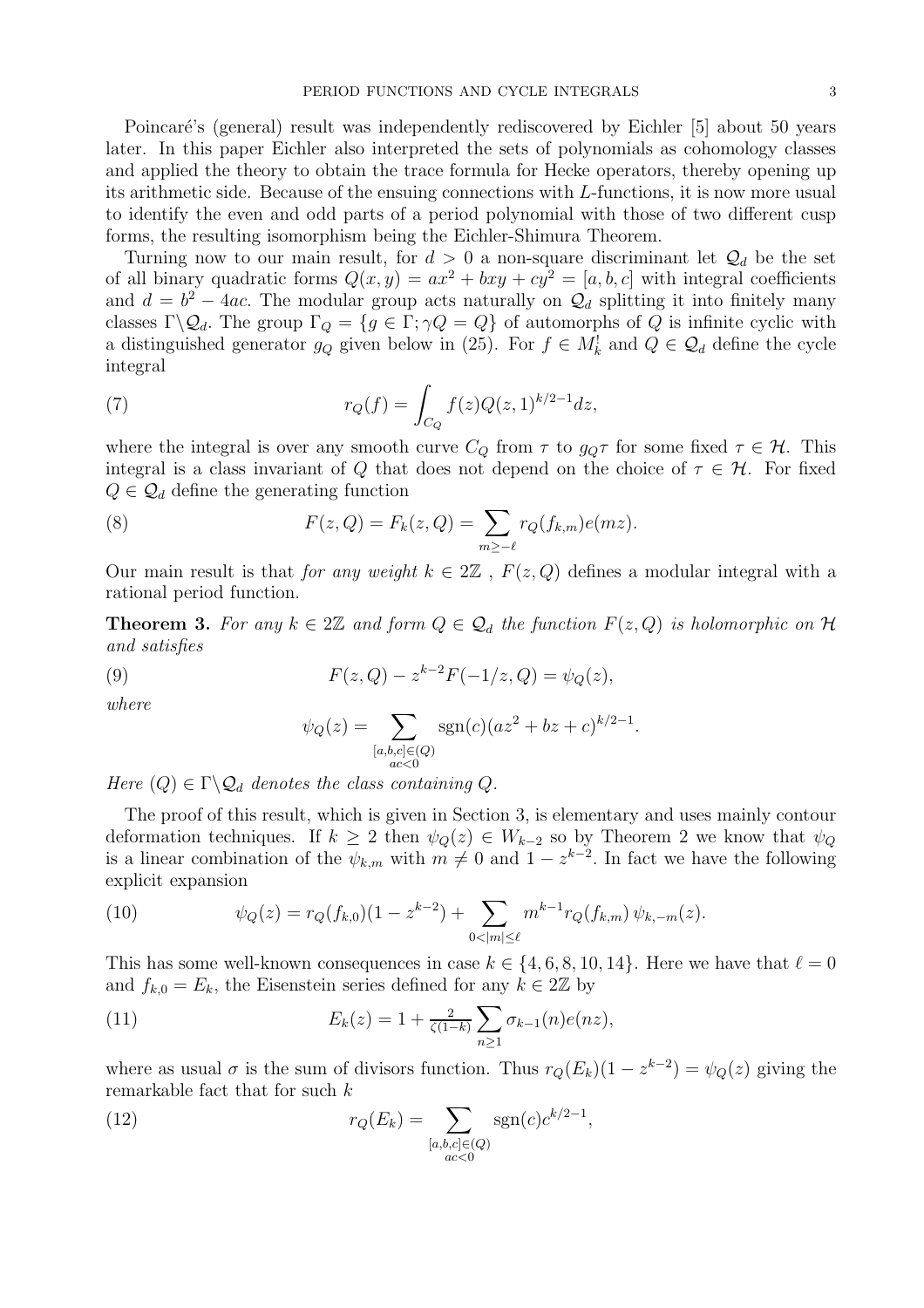Poincaré's (general) result was independently rediscovered by Eichler [5] about 50 years later. In this paper Eichler also interpreted the sets of polynomials as cohomology classes and applied the theory to obtain the trace formula for Hecke operators, thereby opening up its arithmetic side. Because of the ensuing connections with $L$-functions, it is now more usual to identify the even and odd parts of a period polynomial with those of two different cusp forms, the resulting isomorphism being the Eichler-Shimura Theorem.

Turning now to our main result, for $d > 0$ a non-square discriminant let $\mathcal{Q}_d$ be the set of all binary quadratic forms $Q(x, y) = ax^2 + bxy + cy^2 = [a, b, c]$ with integral coefficients and $d = b^2 - 4ac$. The modular group acts naturally on $\mathcal{Q}_d$ splitting it into finitely many classes $\Gamma\backslash\mathcal{Q}_d$. The group $\Gamma_Q = \{g \in \Gamma; \gamma Q = Q\}$ of automorphs of $Q$ is infinite cyclic with a distinguished generator $g_Q$ given below in (25). For $f \in M_k^!$ and $Q \in \mathcal{Q}_d$ define the cycle integral

$$r_Q(f) = \int_{C_Q} f(z)Q(z, 1)^{k/2-1}dz, \tag{7}$$

where the integral is over any smooth curve $C_Q$ from $\tau$ to $g_Q\tau$ for some fixed $\tau \in \mathcal{H}$. This integral is a class invariant of $Q$ that does not depend on the choice of $\tau \in \mathcal{H}$. For fixed $Q \in \mathcal{Q}_d$ define the generating function

$$F(z, Q) = F_k(z, Q) = \sum_{m \geq -\ell} r_Q(f_{k,m})e(mz). \tag{8}$$

Our main result is that *for any weight* $k \in 2\mathbb{Z}$ *,* $F(z, Q)$ *defines a modular integral with a rational period function.*

**Theorem 3.** *For any* $k \in 2\mathbb{Z}$ *and form* $Q \in \mathcal{Q}_d$ *the function* $F(z, Q)$ *is holomorphic on* $\mathcal{H}$ *and satisfies*

$$F(z, Q) - z^{k-2}F(-1/z, Q) = \psi_Q(z), \tag{9}$$

*where*

$$\psi_Q(z) = \sum_{\substack{[a,b,c] \in (Q) \\ ac < 0}} \operatorname{sgn}(c)(az^2 + bz + c)^{k/2-1}.$$

*Here* $(Q) \in \Gamma\backslash\mathcal{Q}_d$ *denotes the class containing* $Q$*.*

The proof of this result, which is given in Section 3, is elementary and uses mainly contour deformation techniques. If $k \geq 2$ then $\psi_Q(z) \in W_{k-2}$ so by Theorem 2 we know that $\psi_Q$ is a linear combination of the $\psi_{k,m}$ with $m \neq 0$ and $1 - z^{k-2}$. In fact we have the following explicit expansion

$$\psi_Q(z) = r_Q(f_{k,0})(1 - z^{k-2}) + \sum_{0 < |m| \leq \ell} m^{k-1} r_Q(f_{k,m})\, \psi_{k,-m}(z). \tag{10}$$

This has some well-known consequences in case $k \in \{4, 6, 8, 10, 14\}$. Here we have that $\ell = 0$ and $f_{k,0} = E_k$, the Eisenstein series defined for any $k \in 2\mathbb{Z}$ by

$$E_k(z) = 1 + \tfrac{2}{\zeta(1-k)} \sum_{n \geq 1} \sigma_{k-1}(n)e(nz), \tag{11}$$

where as usual $\sigma$ is the sum of divisors function. Thus $r_Q(E_k)(1 - z^{k-2}) = \psi_Q(z)$ giving the remarkable fact that for such $k$

$$r_Q(E_k) = \sum_{\substack{[a,b,c] \in (Q) \\ ac < 0}} \operatorname{sgn}(c)c^{k/2-1}, \tag{12}$$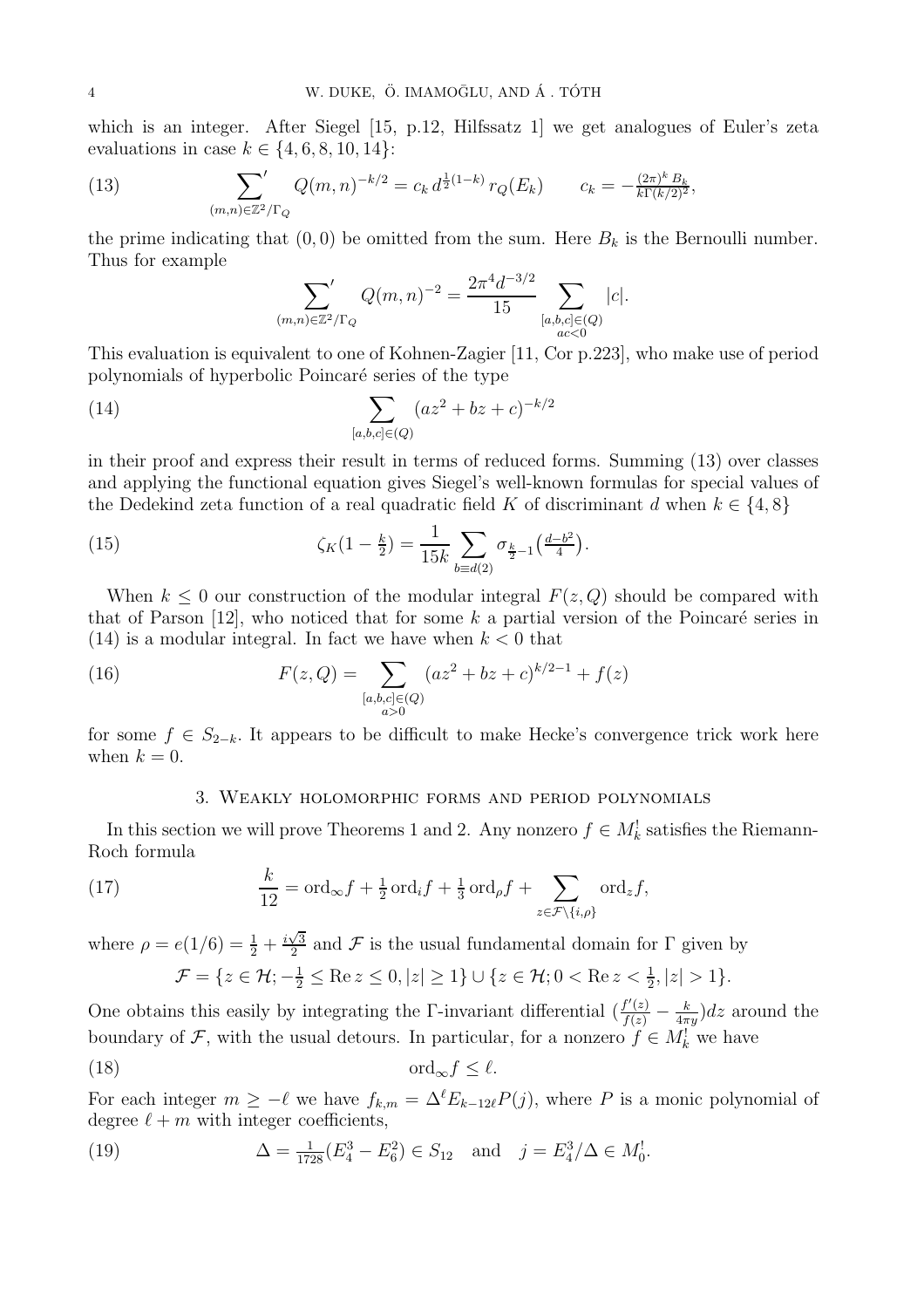which is an integer. After Siegel [15, p.12, Hilfssatz 1] we get analogues of Euler's zeta evaluations in case $k \in \{4, 6, 8, 10, 14\}$:

$$\sum_{(m,n)\in\mathbb{Z}^2/\Gamma_Q}{}' Q(m,n)^{-k/2} = c_k\, d^{\frac{1}{2}(1-k)}\, r_Q(E_k) \qquad c_k = -\tfrac{(2\pi)^k B_k}{k\Gamma(k/2)^2}, \tag{13}$$

the prime indicating that $(0,0)$ be omitted from the sum. Here $B_k$ is the Bernoulli number. Thus for example

$$\sum_{(m,n)\in\mathbb{Z}^2/\Gamma_Q}{}' Q(m,n)^{-2} = \frac{2\pi^4 d^{-3/2}}{15} \sum_{\substack{[a,b,c]\in(Q)\\ ac<0}} |c|.$$

This evaluation is equivalent to one of Kohnen-Zagier [11, Cor p.223], who make use of period polynomials of hyperbolic Poincaré series of the type

$$\sum_{[a,b,c]\in(Q)} (az^2+bz+c)^{-k/2} \tag{14}$$

in their proof and express their result in terms of reduced forms. Summing (13) over classes and applying the functional equation gives Siegel's well-known formulas for special values of the Dedekind zeta function of a real quadratic field $K$ of discriminant $d$ when $k \in \{4, 8\}$

$$\zeta_K(1-\tfrac{k}{2}) = \frac{1}{15k} \sum_{b\equiv d(2)} \sigma_{\frac{k}{2}-1}\big(\tfrac{d-b^2}{4}\big). \tag{15}$$

When $k \leq 0$ our construction of the modular integral $F(z,Q)$ should be compared with that of Parson [12], who noticed that for some $k$ a partial version of the Poincaré series in (14) is a modular integral. In fact we have when $k < 0$ that

$$F(z,Q) = \sum_{\substack{[a,b,c]\in(Q)\\ a>0}} (az^2+bz+c)^{k/2-1} + f(z) \tag{16}$$

for some $f \in S_{2-k}$. It appears to be difficult to make Hecke's convergence trick work here when $k = 0$.

## 3. Weakly holomorphic forms and period polynomials

In this section we will prove Theorems 1 and 2. Any nonzero $f \in M_k^!$ satisfies the Riemann-Roch formula

$$\frac{k}{12} = \mathrm{ord}_\infty f + \tfrac{1}{2}\,\mathrm{ord}_i f + \tfrac{1}{3}\,\mathrm{ord}_\rho f + \sum_{z\in\mathcal{F}\setminus\{i,\rho\}} \mathrm{ord}_z f, \tag{17}$$

where $\rho = e(1/6) = \frac{1}{2} + \frac{i\sqrt{3}}{2}$ and $\mathcal{F}$ is the usual fundamental domain for $\Gamma$ given by

$$\mathcal{F} = \{z\in\mathcal{H}; -\tfrac{1}{2} \leq \mathrm{Re}\, z \leq 0, |z| \geq 1\} \cup \{z \in \mathcal{H}; 0 < \mathrm{Re}\, z < \tfrac{1}{2}, |z| > 1\}.$$

One obtains this easily by integrating the $\Gamma$-invariant differential $(\frac{f'(z)}{f(z)} - \frac{k}{4\pi y})dz$ around the boundary of $\mathcal{F}$, with the usual detours. In particular, for a nonzero $f \in M_k^!$ we have

$$\mathrm{ord}_\infty f \leq \ell. \tag{18}$$

For each integer $m \geq -\ell$ we have $f_{k,m} = \Delta^\ell E_{k-12\ell} P(j)$, where $P$ is a monic polynomial of degree $\ell + m$ with integer coefficients,

$$\Delta = \tfrac{1}{1728}(E_4^3 - E_6^2) \in S_{12} \quad \text{and} \quad j = E_4^3/\Delta \in M_0^!. \tag{19}$$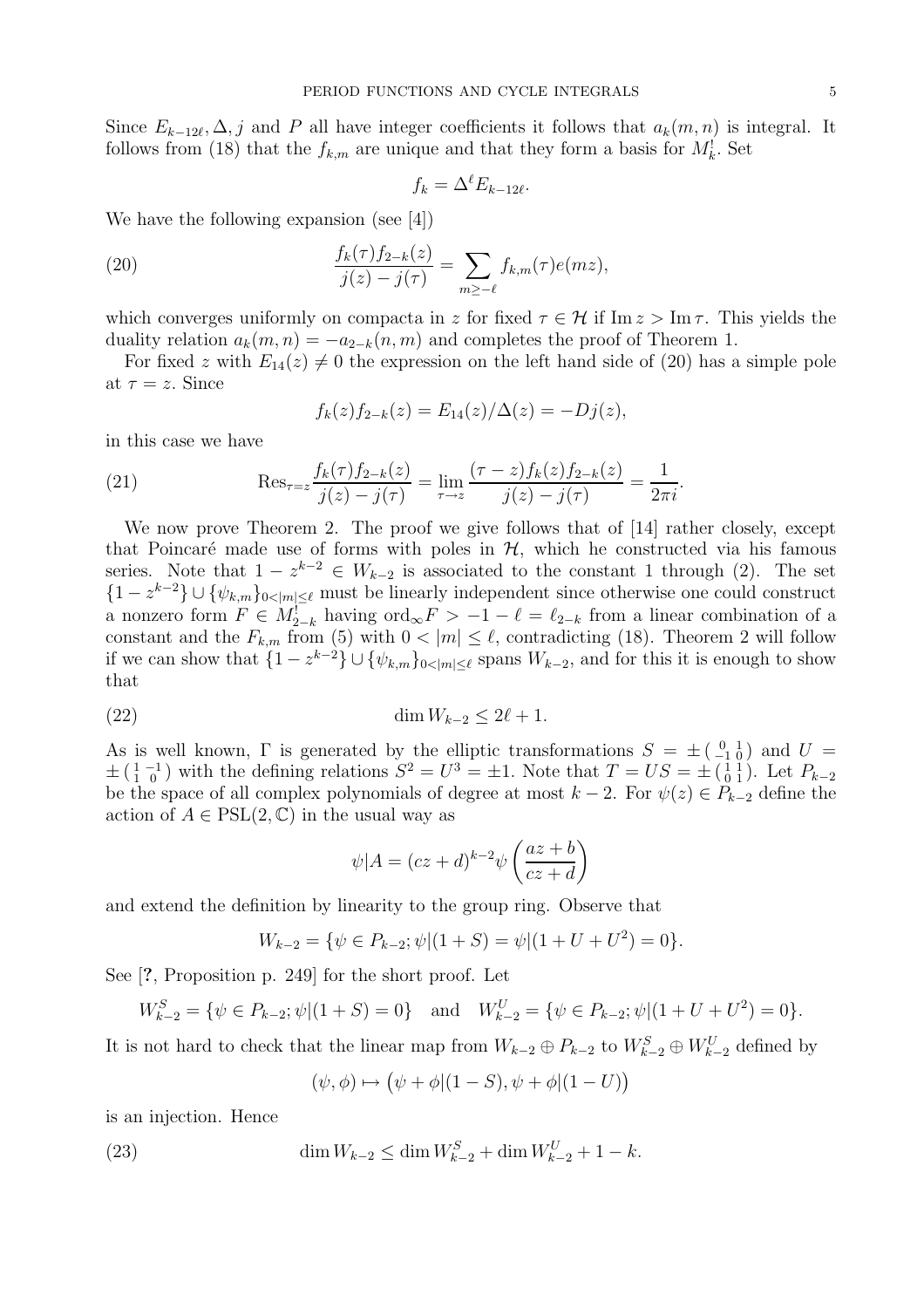Since $E_{k-12\ell}, \Delta, j$ and $P$ all have integer coefficients it follows that $a_k(m,n)$ is integral. It follows from (18) that the $f_{k,m}$ are unique and that they form a basis for $M_k^!$. Set

$$f_k = \Delta^\ell E_{k-12\ell}.$$

We have the following expansion (see [4])

$$\frac{f_k(\tau) f_{2-k}(z)}{j(z)-j(\tau)} = \sum_{m \geq -\ell} f_{k,m}(\tau) e(mz), \tag{20}$$

which converges uniformly on compacta in $z$ for fixed $\tau \in \mathcal{H}$ if $\operatorname{Im} z > \operatorname{Im} \tau$. This yields the duality relation $a_k(m,n) = -a_{2-k}(n,m)$ and completes the proof of Theorem 1.

For fixed $z$ with $E_{14}(z) \neq 0$ the expression on the left hand side of (20) has a simple pole at $\tau = z$. Since

$$f_k(z) f_{2-k}(z) = E_{14}(z)/\Delta(z) = -Dj(z),$$

in this case we have

$$\operatorname{Res}_{\tau=z} \frac{f_k(\tau) f_{2-k}(z)}{j(z)-j(\tau)} = \lim_{\tau \to z} \frac{(\tau - z) f_k(z) f_{2-k}(z)}{j(z)-j(\tau)} = \frac{1}{2\pi i}. \tag{21}$$

We now prove Theorem 2. The proof we give follows that of [14] rather closely, except that Poincaré made use of forms with poles in $\mathcal{H}$, which he constructed via his famous series. Note that $1 - z^{k-2} \in W_{k-2}$ is associated to the constant 1 through (2). The set $\{1 - z^{k-2}\} \cup \{\psi_{k,m}\}_{0<|m|\leq \ell}$ must be linearly independent since otherwise one could construct a nonzero form $F \in M_{2-k}^!$ having $\operatorname{ord}_\infty F > -1 - \ell = \ell_{2-k}$ from a linear combination of a constant and the $F_{k,m}$ from (5) with $0 < |m| \leq \ell$, contradicting (18). Theorem 2 will follow if we can show that $\{1 - z^{k-2}\} \cup \{\psi_{k,m}\}_{0<|m|\leq \ell}$ spans $W_{k-2}$, and for this it is enough to show that

$$\dim W_{k-2} \leq 2\ell + 1. \tag{22}$$

As is well known, $\Gamma$ is generated by the elliptic transformations $S = \pm \left(\begin{smallmatrix} 0 & 1 \\ -1 & 0 \end{smallmatrix}\right)$ and $U = \pm \left(\begin{smallmatrix} 1 & -1 \\ 1 & 0 \end{smallmatrix}\right)$ with the defining relations $S^2 = U^3 = \pm 1$. Note that $T = US = \pm \left(\begin{smallmatrix} 1 & 1 \\ 0 & 1 \end{smallmatrix}\right)$. Let $P_{k-2}$ be the space of all complex polynomials of degree at most $k-2$. For $\psi(z) \in P_{k-2}$ define the action of $A \in \mathrm{PSL}(2,\mathbb{C})$ in the usual way as

$$\psi|A = (cz+d)^{k-2} \psi\left(\frac{az+b}{cz+d}\right)$$

and extend the definition by linearity to the group ring. Observe that

$$W_{k-2} = \{\psi \in P_{k-2}; \psi|(1+S) = \psi|(1+U+U^2) = 0\}.$$

See [?, Proposition p. 249] for the short proof. Let

$$W_{k-2}^S = \{\psi \in P_{k-2}; \psi|(1+S) = 0\} \quad \text{and} \quad W_{k-2}^U = \{\psi \in P_{k-2}; \psi|(1+U+U^2) = 0\}.$$

It is not hard to check that the linear map from $W_{k-2} \oplus P_{k-2}$ to $W_{k-2}^S \oplus W_{k-2}^U$ defined by

$$(\psi, \phi) \mapsto \big(\psi + \phi|(1-S), \psi + \phi|(1-U)\big)$$

is an injection. Hence

$$\dim W_{k-2} \leq \dim W_{k-2}^S + \dim W_{k-2}^U + 1 - k. \tag{23}$$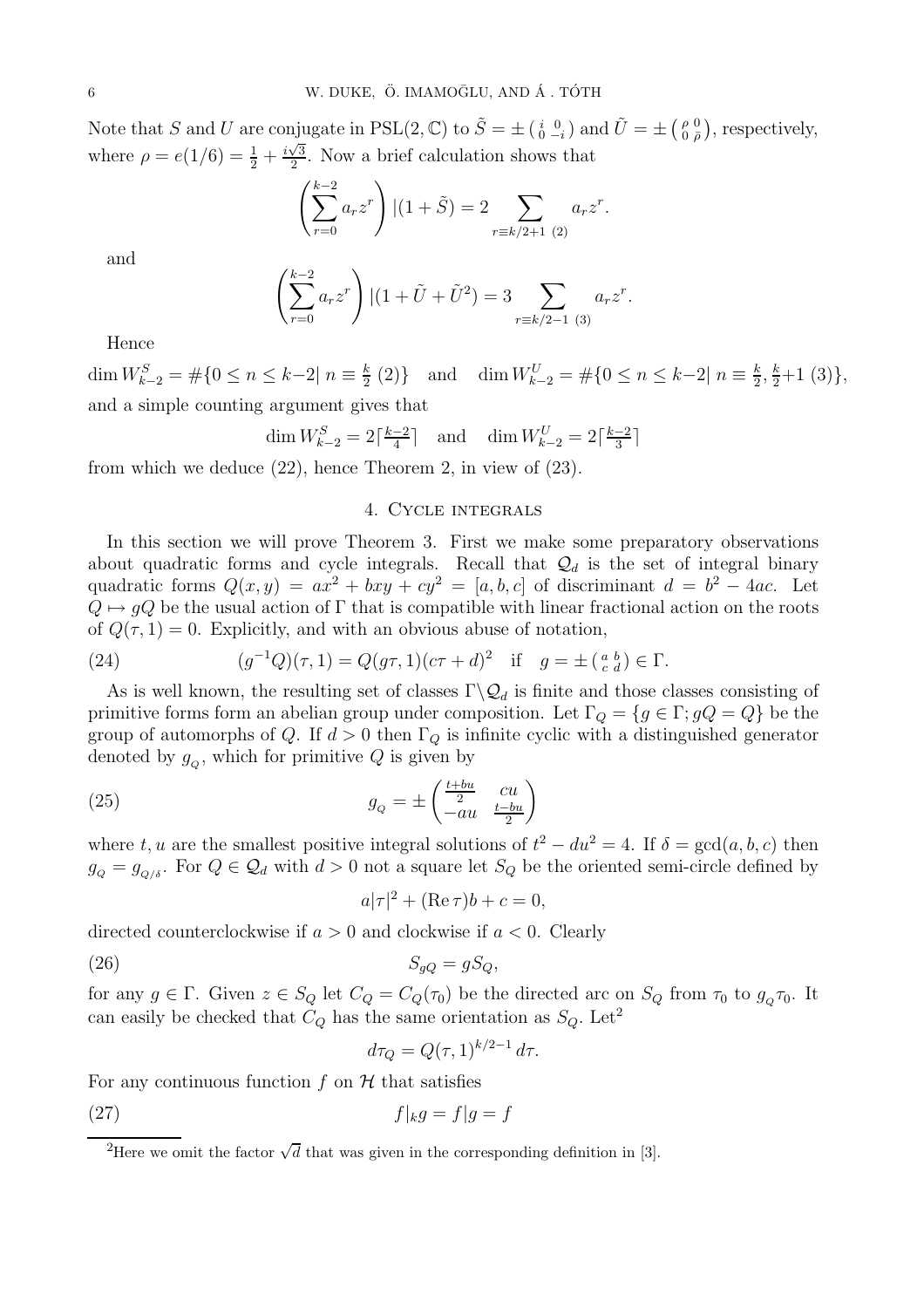Note that $S$ and $U$ are conjugate in $\mathrm{PSL}(2,\mathbb{C})$ to $\tilde{S} = \pm\left(\begin{smallmatrix} i & 0 \\ 0 & -i \end{smallmatrix}\right)$ and $\tilde{U} = \pm\left(\begin{smallmatrix} \rho & 0 \\ 0 & \bar{\rho} \end{smallmatrix}\right)$, respectively, where $\rho = e(1/6) = \frac{1}{2} + \frac{i\sqrt{3}}{2}$. Now a brief calculation shows that

$$\left(\sum_{r=0}^{k-2} a_r z^r\right) |(1+\tilde{S}) = 2 \sum_{r \equiv k/2+1 \ (2)} a_r z^r.$$

and

$$\left(\sum_{r=0}^{k-2} a_r z^r\right) |(1+\tilde{U}+\tilde{U}^2) = 3 \sum_{r \equiv k/2-1 \ (3)} a_r z^r.$$

Hence

$$\dim W_{k-2}^S = \#\{0 \le n \le k-2 |\ n \equiv \tfrac{k}{2}\ (2)\} \quad \text{and} \quad \dim W_{k-2}^U = \#\{0 \le n \le k-2 |\ n \equiv \tfrac{k}{2}, \tfrac{k}{2}+1\ (3)\},$$

and a simple counting argument gives that

$$\dim W_{k-2}^S = 2\lceil \tfrac{k-2}{4} \rceil \quad \text{and} \quad \dim W_{k-2}^U = 2\lceil \tfrac{k-2}{3} \rceil$$

from which we deduce (22), hence Theorem 2, in view of (23).

## 4. Cycle integrals

In this section we will prove Theorem 3. First we make some preparatory observations about quadratic forms and cycle integrals. Recall that $\mathcal{Q}_d$ is the set of integral binary quadratic forms $Q(x,y) = ax^2 + bxy + cy^2 = [a,b,c]$ of discriminant $d = b^2 - 4ac$. Let $Q \mapsto gQ$ be the usual action of $\Gamma$ that is compatible with linear fractional action on the roots of $Q(\tau,1) = 0$. Explicitly, and with an obvious abuse of notation,

$$(g^{-1}Q)(\tau,1) = Q(g\tau,1)(c\tau+d)^2 \quad \text{if} \quad g = \pm\left(\begin{smallmatrix} a & b \\ c & d \end{smallmatrix}\right) \in \Gamma. \tag{24}$$

As is well known, the resulting set of classes $\Gamma \backslash \mathcal{Q}_d$ is finite and those classes consisting of primitive forms form an abelian group under composition. Let $\Gamma_Q = \{g \in \Gamma; gQ = Q\}$ be the group of automorphs of $Q$. If $d > 0$ then $\Gamma_Q$ is infinite cyclic with a distinguished generator denoted by $g_{_Q}$, which for primitive $Q$ is given by

$$g_{_Q} = \pm \begin{pmatrix} \frac{t+bu}{2} & cu \\ -au & \frac{t-bu}{2} \end{pmatrix} \tag{25}$$

where $t, u$ are the smallest positive integral solutions of $t^2 - du^2 = 4$. If $\delta = \gcd(a,b,c)$ then $g_{_Q} = g_{_{Q/\delta}}$. For $Q \in \mathcal{Q}_d$ with $d > 0$ not a square let $S_Q$ be the oriented semi-circle defined by

$$a|\tau|^2 + (\mathrm{Re}\,\tau)b + c = 0,$$

directed counterclockwise if $a > 0$ and clockwise if $a < 0$. Clearly

$$S_{gQ} = gS_Q, \tag{26}$$

for any $g \in \Gamma$. Given $z \in S_Q$ let $C_Q = C_Q(\tau_0)$ be the directed arc on $S_Q$ from $\tau_0$ to $g_{_Q}\tau_0$. It can easily be checked that $C_Q$ has the same orientation as $S_Q$. Let[2]

$$d\tau_Q = Q(\tau,1)^{k/2-1}\, d\tau.$$

For any continuous function $f$ on $\mathcal{H}$ that satisfies

$$f|_k g = f|g = f \tag{27}$$

[2]Here we omit the factor $\sqrt{d}$ that was given in the corresponding definition in [3].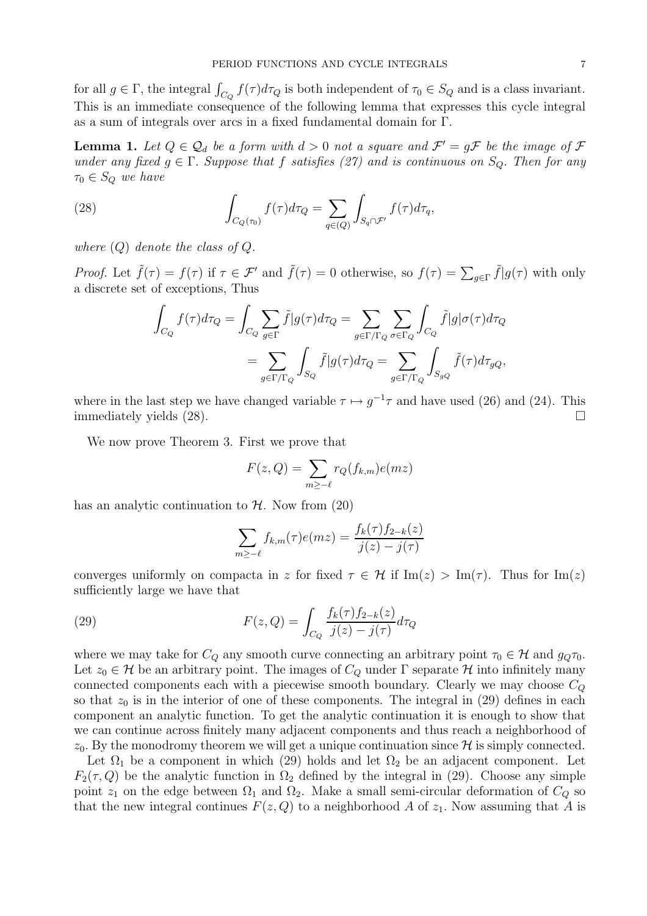for all $g \in \Gamma$, the integral $\int_{C_Q} f(\tau) d\tau_Q$ is both independent of $\tau_0 \in S_Q$ and is a class invariant. This is an immediate consequence of the following lemma that expresses this cycle integral as a sum of integrals over arcs in a fixed fundamental domain for $\Gamma$.

**Lemma 1.** *Let $Q \in \mathcal{Q}_d$ be a form with $d > 0$ not a square and $\mathcal{F}' = g\mathcal{F}$ be the image of $\mathcal{F}$ under any fixed $g \in \Gamma$. Suppose that $f$ satisfies (27) and is continuous on $S_Q$. Then for any $\tau_0 \in S_Q$ we have*

$$\int_{C_Q(\tau_0)} f(\tau) d\tau_Q = \sum_{q \in (Q)} \int_{S_q \cap \mathcal{F}'} f(\tau) d\tau_q, \tag{28}$$

*where $(Q)$ denote the class of $Q$.*

*Proof.* Let $\tilde{f}(\tau) = f(\tau)$ if $\tau \in \mathcal{F}'$ and $\tilde{f}(\tau) = 0$ otherwise, so $f(\tau) = \sum_{g \in \Gamma} \tilde{f}|g(\tau)$ with only a discrete set of exceptions, Thus

$$\begin{aligned}
\int_{C_Q} f(\tau) d\tau_Q = \int_{C_Q} \sum_{g \in \Gamma} \tilde{f}|g(\tau) d\tau_Q &= \sum_{g \in \Gamma/\Gamma_Q} \sum_{\sigma \in \Gamma_Q} \int_{C_Q} \tilde{f}|g|\sigma(\tau) d\tau_Q \\
&= \sum_{g \in \Gamma/\Gamma_Q} \int_{S_Q} \tilde{f}|g(\tau) d\tau_Q = \sum_{g \in \Gamma/\Gamma_Q} \int_{S_{gQ}} \tilde{f}(\tau) d\tau_{gQ},
\end{aligned}$$

where in the last step we have changed variable $\tau \mapsto g^{-1}\tau$ and have used (26) and (24). This immediately yields (28). $\square$

We now prove Theorem 3. First we prove that

$$F(z, Q) = \sum_{m \geq -\ell} r_Q(f_{k,m}) e(mz)$$

has an analytic continuation to $\mathcal{H}$. Now from (20)

$$\sum_{m \geq -\ell} f_{k,m}(\tau) e(mz) = \frac{f_k(\tau) f_{2-k}(z)}{j(z) - j(\tau)}$$

converges uniformly on compacta in $z$ for fixed $\tau \in \mathcal{H}$ if $\operatorname{Im}(z) > \operatorname{Im}(\tau)$. Thus for $\operatorname{Im}(z)$ sufficiently large we have that

$$F(z, Q) = \int_{C_Q} \frac{f_k(\tau) f_{2-k}(z)}{j(z) - j(\tau)} d\tau_Q \tag{29}$$

where we may take for $C_Q$ any smooth curve connecting an arbitrary point $\tau_0 \in \mathcal{H}$ and $g_Q\tau_0$. Let $z_0 \in \mathcal{H}$ be an arbitrary point. The images of $C_Q$ under $\Gamma$ separate $\mathcal{H}$ into infinitely many connected components each with a piecewise smooth boundary. Clearly we may choose $C_Q$ so that $z_0$ is in the interior of one of these components. The integral in (29) defines in each component an analytic function. To get the analytic continuation it is enough to show that we can continue across finitely many adjacent components and thus reach a neighborhood of $z_0$. By the monodromy theorem we will get a unique continuation since $\mathcal{H}$ is simply connected.

Let $\Omega_1$ be a component in which (29) holds and let $\Omega_2$ be an adjacent component. Let $F_2(\tau, Q)$ be the analytic function in $\Omega_2$ defined by the integral in (29). Choose any simple point $z_1$ on the edge between $\Omega_1$ and $\Omega_2$. Make a small semi-circular deformation of $C_Q$ so that the new integral continues $F(z, Q)$ to a neighborhood $A$ of $z_1$. Now assuming that $A$ is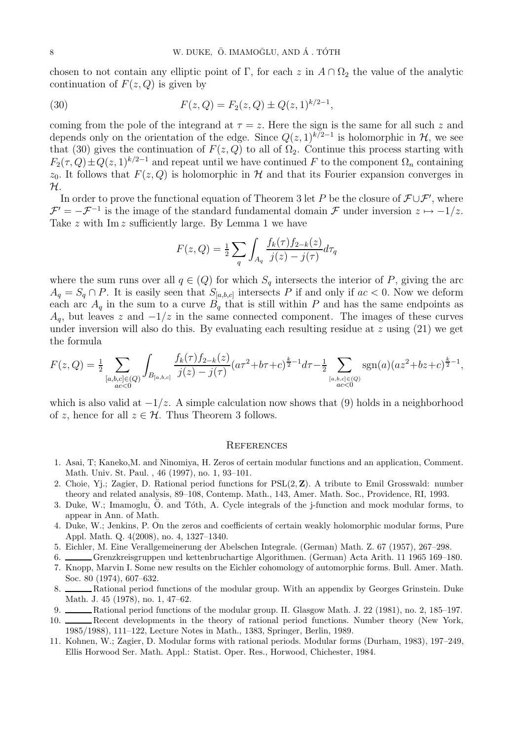chosen to not contain any elliptic point of $\Gamma$, for each $z$ in $A \cap \Omega_2$ the value of the analytic continuation of $F(z,Q)$ is given by

$$F(z,Q) = F_2(z,Q) \pm Q(z,1)^{k/2-1}, \tag{30}$$

coming from the pole of the integrand at $\tau = z$. Here the sign is the same for all such $z$ and depends only on the orientation of the edge. Since $Q(z,1)^{k/2-1}$ is holomorphic in $\mathcal{H}$, we see that (30) gives the continuation of $F(z,Q)$ to all of $\Omega_2$. Continue this process starting with $F_2(\tau,Q) \pm Q(z,1)^{k/2-1}$ and repeat until we have continued $F$ to the component $\Omega_n$ containing $z_0$. It follows that $F(z,Q)$ is holomorphic in $\mathcal{H}$ and that its Fourier expansion converges in $\mathcal{H}$.

In order to prove the functional equation of Theorem 3 let $P$ be the closure of $\mathcal{F} \cup \mathcal{F}'$, where $\mathcal{F}' = -\mathcal{F}^{-1}$ is the image of the standard fundamental domain $\mathcal{F}$ under inversion $z \mapsto -1/z$. Take $z$ with $\operatorname{Im} z$ sufficiently large. By Lemma 1 we have

$$F(z,Q) = \tfrac{1}{2} \sum_q \int_{A_q} \frac{f_k(\tau) f_{2-k}(z)}{j(z) - j(\tau)} d\tau_q$$

where the sum runs over all $q \in (Q)$ for which $S_q$ intersects the interior of $P$, giving the arc $A_q = S_q \cap P$. It is easily seen that $S_{[a,b,c]}$ intersects $P$ if and only if $ac < 0$. Now we deform each arc $A_q$ in the sum to a curve $B_q$ that is still within $P$ and has the same endpoints as $A_q$, but leaves $z$ and $-1/z$ in the same connected component. The images of these curves under inversion will also do this. By evaluating each resulting residue at $z$ using (21) we get the formula

$$F(z,Q) = \tfrac{1}{2} \sum_{\substack{[a,b,c]\in(Q) \\ ac<0}} \int_{B_{[a,b,c]}} \frac{f_k(\tau) f_{2-k}(z)}{j(z) - j(\tau)} (a\tau^2 + b\tau + c)^{\frac{k}{2}-1} d\tau - \tfrac{1}{2} \sum_{\substack{[a,b,c]\in(Q) \\ ac<0}} \operatorname{sgn}(a)(az^2 + bz + c)^{\frac{k}{2}-1},$$

which is also valid at $-1/z$. A simple calculation now shows that (9) holds in a neighborhood of $z$, hence for all $z \in \mathcal{H}$. Thus Theorem 3 follows.

## References

1. Asai, T; Kaneko,M. and Ninomiya, H. Zeros of certain modular functions and an application, Comment. Math. Univ. St. Paul. , 46 (1997), no. 1, 93–101.
2. Choie, Yj.; Zagier, D. Rational period functions for $\mathrm{PSL}(2, \mathbf{Z})$. A tribute to Emil Grosswald: number theory and related analysis, 89–108, Contemp. Math., 143, Amer. Math. Soc., Providence, RI, 1993.
3. Duke, W.; Imamoglu, Ö. and Tóth, A. Cycle integrals of the j-function and mock modular forms, to appear in Ann. of Math.
4. Duke, W.; Jenkins, P. On the zeros and coefficients of certain weakly holomorphic modular forms, Pure Appl. Math. Q. 4(2008), no. 4, 1327–1340.
5. Eichler, M. Eine Verallgemeinerung der Abelschen Integrale. (German) Math. Z. 67 (1957), 267–298.
6. ______ Grenzkreisgruppen und kettenbruchartige Algorithmen. (German) Acta Arith. 11 1965 169–180.
7. Knopp, Marvin I. Some new results on the Eichler cohomology of automorphic forms. Bull. Amer. Math. Soc. 80 (1974), 607–632.
8. ______ Rational period functions of the modular group. With an appendix by Georges Grinstein. Duke Math. J. 45 (1978), no. 1, 47–62.
9. ______ Rational period functions of the modular group. II. Glasgow Math. J. 22 (1981), no. 2, 185–197.
10. ______ Recent developments in the theory of rational period functions. Number theory (New York, 1985/1988), 111–122, Lecture Notes in Math., 1383, Springer, Berlin, 1989.
11. Kohnen, W.; Zagier, D. Modular forms with rational periods. Modular forms (Durham, 1983), 197–249, Ellis Horwood Ser. Math. Appl.: Statist. Oper. Res., Horwood, Chichester, 1984.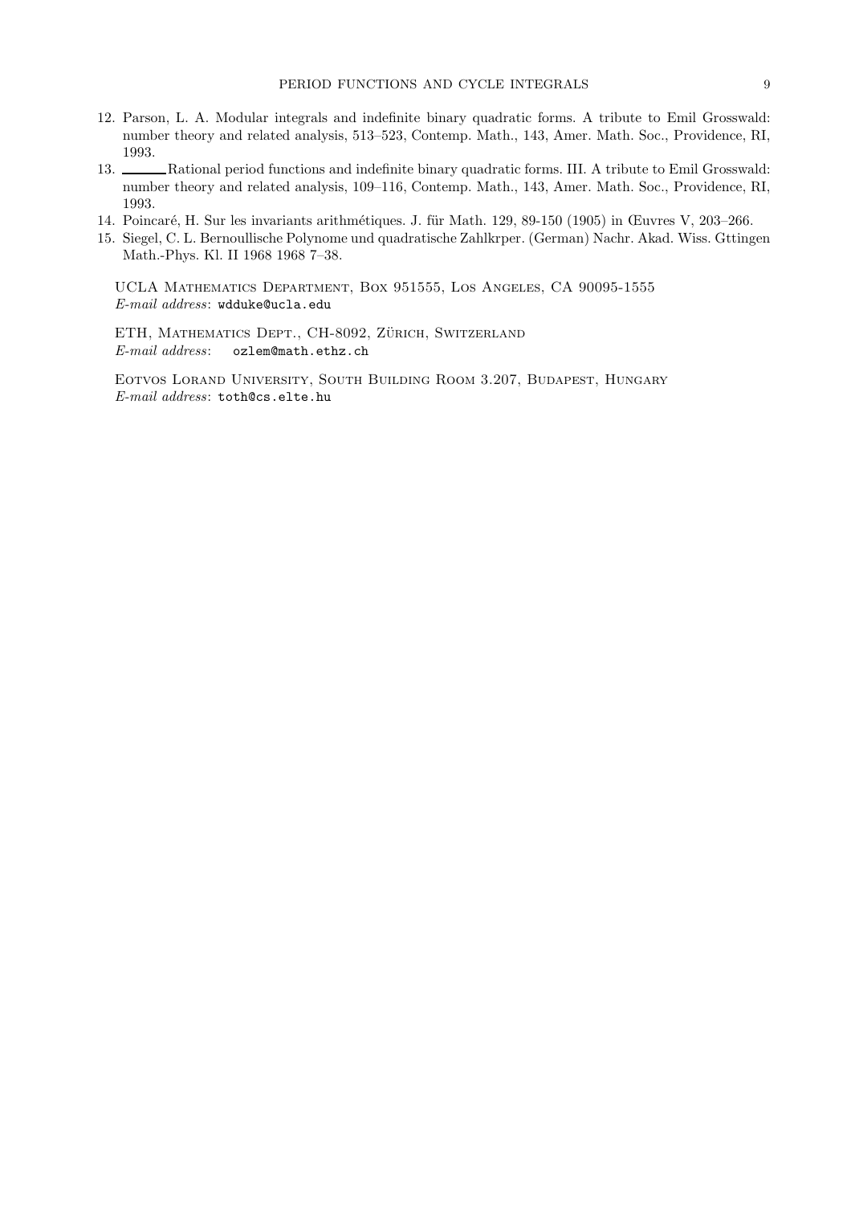12. Parson, L. A. Modular integrals and indefinite binary quadratic forms. A tribute to Emil Grosswald: number theory and related analysis, 513–523, Contemp. Math., 143, Amer. Math. Soc., Providence, RI, 1993.
13. ______ Rational period functions and indefinite binary quadratic forms. III. A tribute to Emil Grosswald: number theory and related analysis, 109–116, Contemp. Math., 143, Amer. Math. Soc., Providence, RI, 1993.
14. Poincaré, H. Sur les invariants arithmétiques. J. für Math. 129, 89-150 (1905) in Œuvres V, 203–266.
15. Siegel, C. L. Bernoullische Polynome und quadratische Zahlkrper. (German) Nachr. Akad. Wiss. Gttingen Math.-Phys. Kl. II 1968 1968 7–38.

UCLA Mathematics Department, Box 951555, Los Angeles, CA 90095-1555
*E-mail address*: wdduke@ucla.edu

ETH, Mathematics Dept., CH-8092, Zürich, Switzerland
*E-mail address*: ozlem@math.ethz.ch

Eotvos Lorand University, South Building Room 3.207, Budapest, Hungary
*E-mail address*: toth@cs.elte.hu